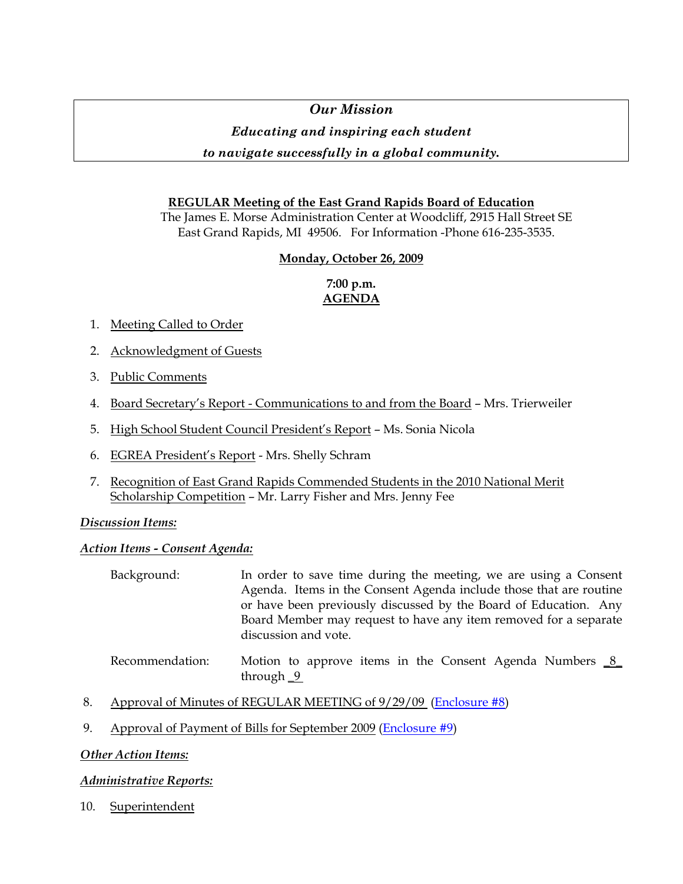*Our Mission*

***Educating and inspiring each student***

***to navigate successfully in a global community.***

**REGULAR Meeting of the East Grand Rapids Board of Education**

The James E. Morse Administration Center at Woodcliff, 2915 Hall Street SE
East Grand Rapids, MI 49506. For Information -Phone 616-235-3535.

**Monday, October 26, 2009**

**7:00 p.m.**
**AGENDA**

1. Meeting Called to Order
2. Acknowledgment of Guests
3. Public Comments
4. Board Secretary's Report - Communications to and from the Board – Mrs. Trierweiler
5. High School Student Council President's Report – Ms. Sonia Nicola
6. EGREA President's Report - Mrs. Shelly Schram
7. Recognition of East Grand Rapids Commended Students in the 2010 National Merit Scholarship Competition – Mr. Larry Fisher and Mrs. Jenny Fee

***Discussion Items:***

***Action Items - Consent Agenda:***

Background: In order to save time during the meeting, we are using a Consent Agenda. Items in the Consent Agenda include those that are routine or have been previously discussed by the Board of Education. Any Board Member may request to have any item removed for a separate discussion and vote.

Recommendation: Motion to approve items in the Consent Agenda Numbers _8_ through _9_

8. Approval of Minutes of REGULAR MEETING of 9/29/09 (Enclosure #8)
9. Approval of Payment of Bills for September 2009 (Enclosure #9)

***Other Action Items:***

***Administrative Reports:***

10. Superintendent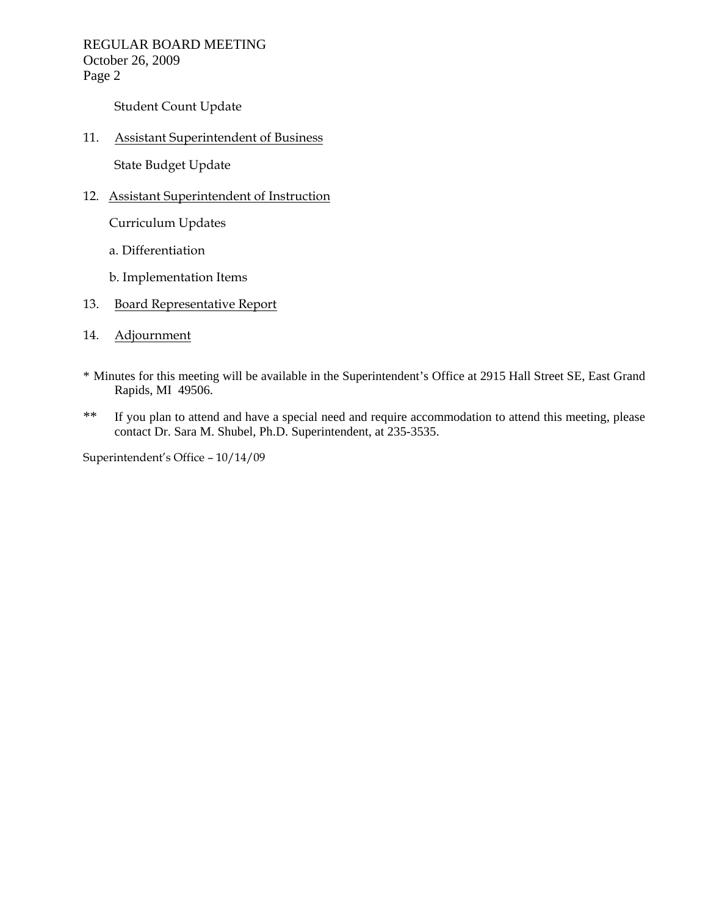Student Count Update

11. Assistant Superintendent of Business

    State Budget Update

12. Assistant Superintendent of Instruction

    Curriculum Updates

    a. Differentiation

    b. Implementation Items

13. Board Representative Report

14. Adjournment

* Minutes for this meeting will be available in the Superintendent's Office at 2915 Hall Street SE, East Grand Rapids, MI 49506.

** If you plan to attend and have a special need and require accommodation to attend this meeting, please contact Dr. Sara M. Shubel, Ph.D. Superintendent, at 235-3535.

Superintendent's Office – 10/14/09